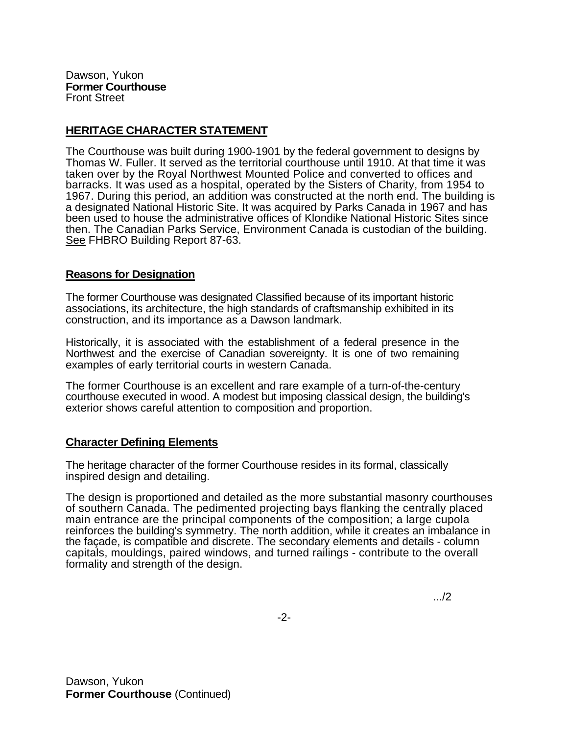Dawson, Yukon
**Former Courthouse**
Front Street

## HERITAGE CHARACTER STATEMENT

The Courthouse was built during 1900-1901 by the federal government to designs by Thomas W. Fuller. It served as the territorial courthouse until 1910. At that time it was taken over by the Royal Northwest Mounted Police and converted to offices and barracks. It was used as a hospital, operated by the Sisters of Charity, from 1954 to 1967. During this period, an addition was constructed at the north end. The building is a designated National Historic Site. It was acquired by Parks Canada in 1967 and has been used to house the administrative offices of Klondike National Historic Sites since then. The Canadian Parks Service, Environment Canada is custodian of the building. See FHBRO Building Report 87-63.

### Reasons for Designation

The former Courthouse was designated Classified because of its important historic associations, its architecture, the high standards of craftsmanship exhibited in its construction, and its importance as a Dawson landmark.

Historically, it is associated with the establishment of a federal presence in the Northwest and the exercise of Canadian sovereignty. It is one of two remaining examples of early territorial courts in western Canada.

The former Courthouse is an excellent and rare example of a turn-of-the-century courthouse executed in wood. A modest but imposing classical design, the building's exterior shows careful attention to composition and proportion.

### Character Defining Elements

The heritage character of the former Courthouse resides in its formal, classically inspired design and detailing.

The design is proportioned and detailed as the more substantial masonry courthouses of southern Canada. The pedimented projecting bays flanking the centrally placed main entrance are the principal components of the composition; a large cupola reinforces the building's symmetry. The north addition, while it creates an imbalance in the façade, is compatible and discrete. The secondary elements and details - column capitals, mouldings, paired windows, and turned railings - contribute to the overall formality and strength of the design.

.../2

Dawson, Yukon
**Former Courthouse** (Continued)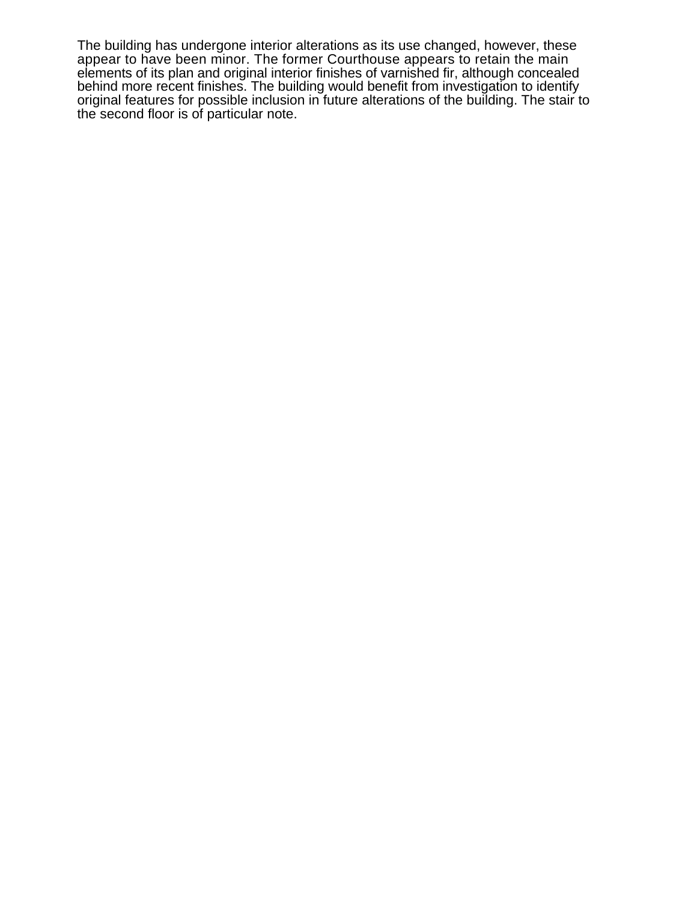The building has undergone interior alterations as its use changed, however, these appear to have been minor. The former Courthouse appears to retain the main elements of its plan and original interior finishes of varnished fir, although concealed behind more recent finishes. The building would benefit from investigation to identify original features for possible inclusion in future alterations of the building. The stair to the second floor is of particular note.